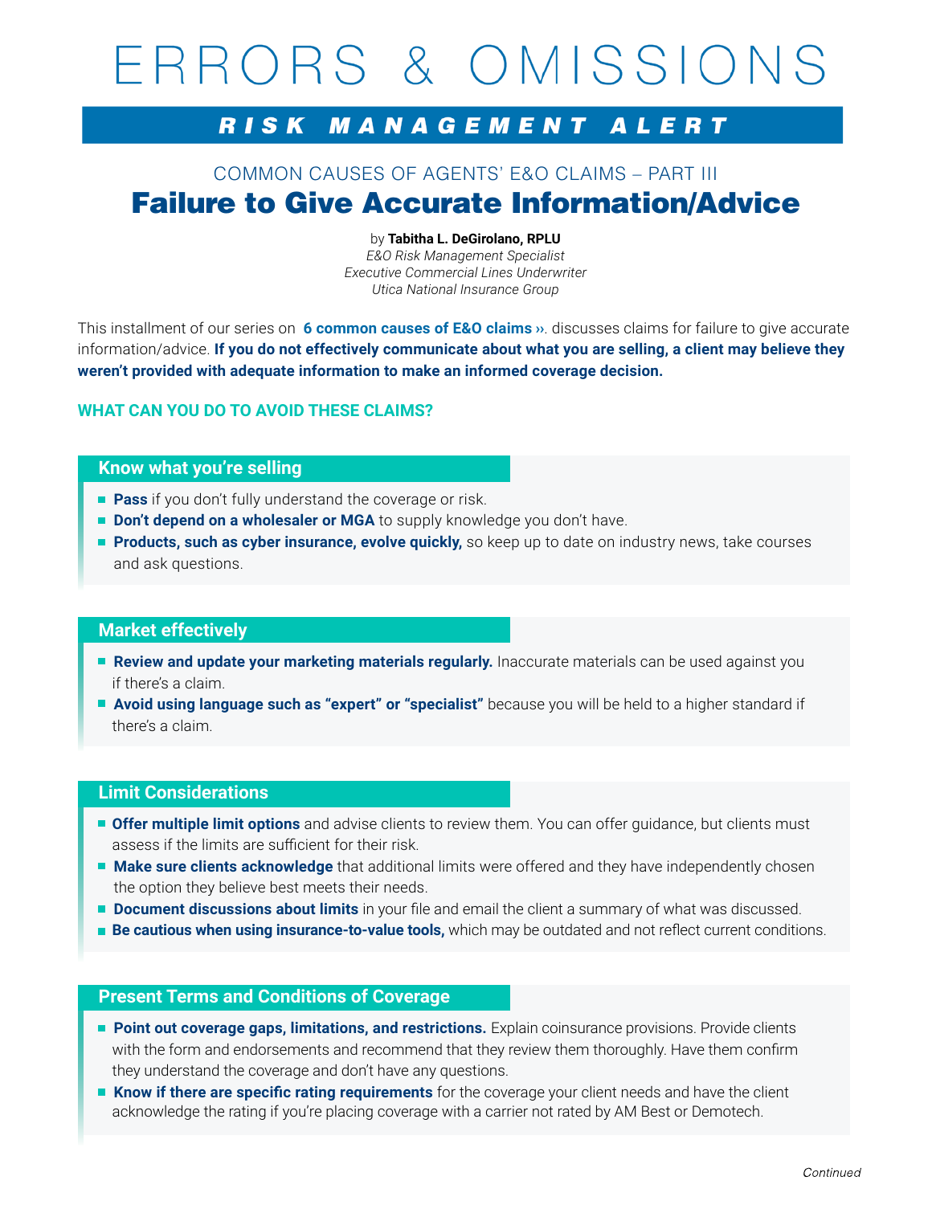# ERRORS & OMISSIONS

## *RISK MANAGEMENT ALERT*

COMMON CAUSES OF AGENTS' E&O CLAIMS – PART III

# Failure to Give Accurate Information/Advice

by **Tabitha L. DeGirolano, RPLU**
*E&O Risk Management Specialist*
*Executive Commercial Lines Underwriter*
*Utica National Insurance Group*

This installment of our series on **6 common causes of E&O claims ››**. discusses claims for failure to give accurate information/advice. **If you do not effectively communicate about what you are selling, a client may believe they weren't provided with adequate information to make an informed coverage decision.**

### WHAT CAN YOU DO TO AVOID THESE CLAIMS?

#### Know what you're selling

- **Pass** if you don't fully understand the coverage or risk.
- **Don't depend on a wholesaler or MGA** to supply knowledge you don't have.
- **Products, such as cyber insurance, evolve quickly,** so keep up to date on industry news, take courses and ask questions.

#### Market effectively

- **Review and update your marketing materials regularly.** Inaccurate materials can be used against you if there's a claim.
- **Avoid using language such as "expert" or "specialist"** because you will be held to a higher standard if there's a claim.

#### Limit Considerations

- **Offer multiple limit options** and advise clients to review them. You can offer guidance, but clients must assess if the limits are sufficient for their risk.
- **Make sure clients acknowledge** that additional limits were offered and they have independently chosen the option they believe best meets their needs.
- **Document discussions about limits** in your file and email the client a summary of what was discussed.
- **Be cautious when using insurance-to-value tools,** which may be outdated and not reflect current conditions.

#### Present Terms and Conditions of Coverage

- **Point out coverage gaps, limitations, and restrictions.** Explain coinsurance provisions. Provide clients with the form and endorsements and recommend that they review them thoroughly. Have them confirm they understand the coverage and don't have any questions.
- **Know if there are specific rating requirements** for the coverage your client needs and have the client acknowledge the rating if you're placing coverage with a carrier not rated by AM Best or Demotech.

*Continued*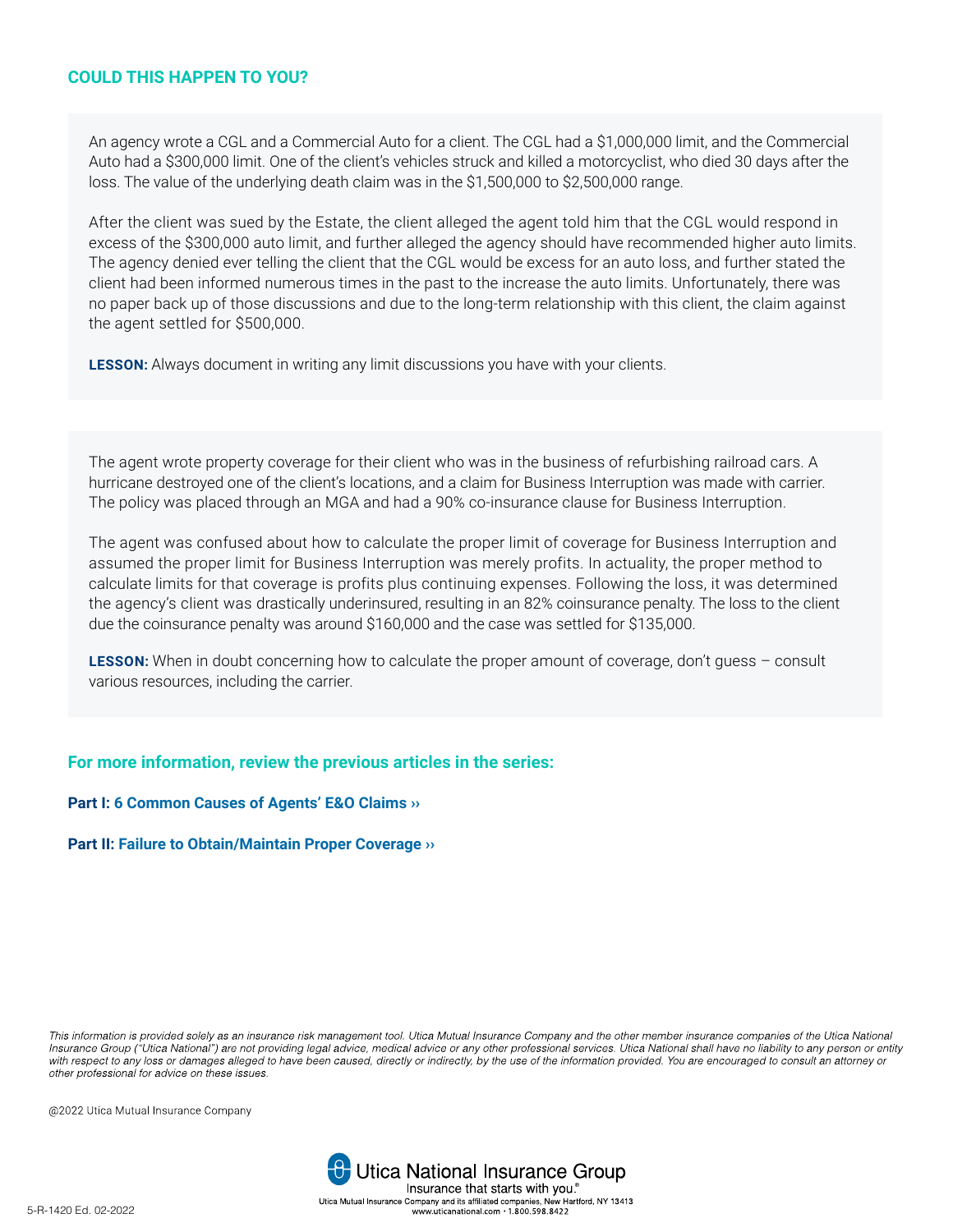## COULD THIS HAPPEN TO YOU?

An agency wrote a CGL and a Commercial Auto for a client. The CGL had a $1,000,000 limit, and the Commercial Auto had a $300,000 limit. One of the client's vehicles struck and killed a motorcyclist, who died 30 days after the loss. The value of the underlying death claim was in the $1,500,000 to $2,500,000 range.

After the client was sued by the Estate, the client alleged the agent told him that the CGL would respond in excess of the $300,000 auto limit, and further alleged the agency should have recommended higher auto limits. The agency denied ever telling the client that the CGL would be excess for an auto loss, and further stated the client had been informed numerous times in the past to the increase the auto limits. Unfortunately, there was no paper back up of those discussions and due to the long-term relationship with this client, the claim against the agent settled for $500,000.

**LESSON:** Always document in writing any limit discussions you have with your clients.

The agent wrote property coverage for their client who was in the business of refurbishing railroad cars. A hurricane destroyed one of the client's locations, and a claim for Business Interruption was made with carrier. The policy was placed through an MGA and had a 90% co-insurance clause for Business Interruption.

The agent was confused about how to calculate the proper limit of coverage for Business Interruption and assumed the proper limit for Business Interruption was merely profits. In actuality, the proper method to calculate limits for that coverage is profits plus continuing expenses. Following the loss, it was determined the agency's client was drastically underinsured, resulting in an 82% coinsurance penalty. The loss to the client due the coinsurance penalty was around $160,000 and the case was settled for $135,000.

**LESSON:** When in doubt concerning how to calculate the proper amount of coverage, don't guess – consult various resources, including the carrier.

### For more information, review the previous articles in the series:

**Part I: 6 Common Causes of Agents' E&O Claims ››**

**Part II: Failure to Obtain/Maintain Proper Coverage ››**

*This information is provided solely as an insurance risk management tool. Utica Mutual Insurance Company and the other member insurance companies of the Utica National Insurance Group ("Utica National") are not providing legal advice, medical advice or any other professional services. Utica National shall have no liability to any person or entity with respect to any loss or damages alleged to have been caused, directly or indirectly, by the use of the information provided. You are encouraged to consult an attorney or other professional for advice on these issues.*

@2022 Utica Mutual Insurance Company

Utica National Insurance Group
Insurance that starts with you.®
Utica Mutual Insurance Company and its affiliated companies, New Hartford, NY 13413
www.uticanational.com • 1.800.598.8422

5-R-1420 Ed. 02-2022